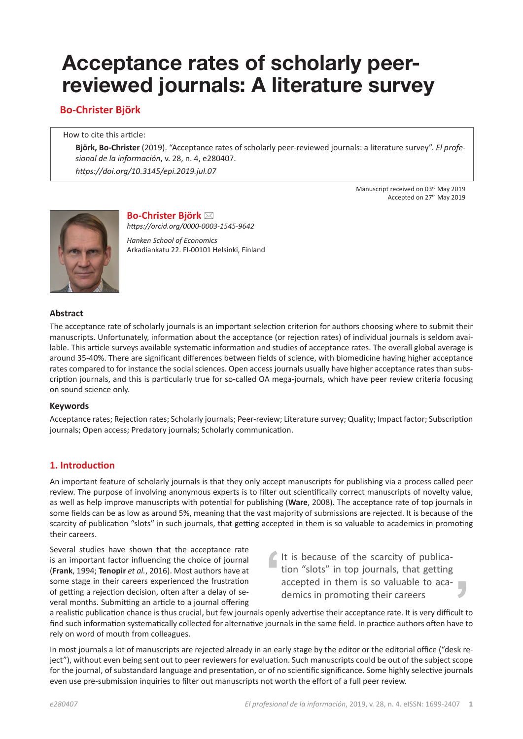# Acceptance rates of scholarly peer-reviewed journals: A literature survey

**Bo-Christer Björk**

How to cite this article:

**Björk, Bo-Christer** (2019). "Acceptance rates of scholarly peer-reviewed journals: a literature survey". *El profesional de la información*, v. 28, n. 4, e280407.

*https://doi.org/10.3145/epi.2019.jul.07*

Manuscript received on 03rd May 2019
Accepted on 27th May 2019

**Bo-Christer Björk** ✉
*https://orcid.org/0000-0003-1545-9642*

*Hanken School of Economics*
Arkadiankatu 22. FI-00101 Helsinki, Finland

## Abstract

The acceptance rate of scholarly journals is an important selection criterion for authors choosing where to submit their manuscripts. Unfortunately, information about the acceptance (or rejection rates) of individual journals is seldom available. This article surveys available systematic information and studies of acceptance rates. The overall global average is around 35-40%. There are significant differences between fields of science, with biomedicine having higher acceptance rates compared to for instance the social sciences. Open access journals usually have higher acceptance rates than subscription journals, and this is particularly true for so-called OA mega-journals, which have peer review criteria focusing on sound science only.

## Keywords

Acceptance rates; Rejection rates; Scholarly journals; Peer-review; Literature survey; Quality; Impact factor; Subscription journals; Open access; Predatory journals; Scholarly communication.

## 1. Introduction

An important feature of scholarly journals is that they only accept manuscripts for publishing via a process called peer review. The purpose of involving anonymous experts is to filter out scientifically correct manuscripts of novelty value, as well as help improve manuscripts with potential for publishing (**Ware**, 2008). The acceptance rate of top journals in some fields can be as low as around 5%, meaning that the vast majority of submissions are rejected. It is because of the scarcity of publication "slots" in such journals, that getting accepted in them is so valuable to academics in promoting their careers.

Several studies have shown that the acceptance rate is an important factor influencing the choice of journal (**Frank**, 1994; **Tenopir** *et al.*, 2016). Most authors have at some stage in their careers experienced the frustration of getting a rejection decision, often after a delay of several months. Submitting an article to a journal offering a realistic publication chance is thus crucial, but few journals openly advertise their acceptance rate. It is very difficult to find such information systematically collected for alternative journals in the same field. In practice authors often have to rely on word of mouth from colleagues.

> It is because of the scarcity of publication "slots" in top journals, that getting accepted in them is so valuable to academics in promoting their careers

In most journals a lot of manuscripts are rejected already in an early stage by the editor or the editorial office ("desk reject"), without even being sent out to peer reviewers for evaluation. Such manuscripts could be out of the subject scope for the journal, of substandard language and presentation, or of no scientific significance. Some highly selective journals even use pre-submission inquiries to filter out manuscripts not worth the effort of a full peer review.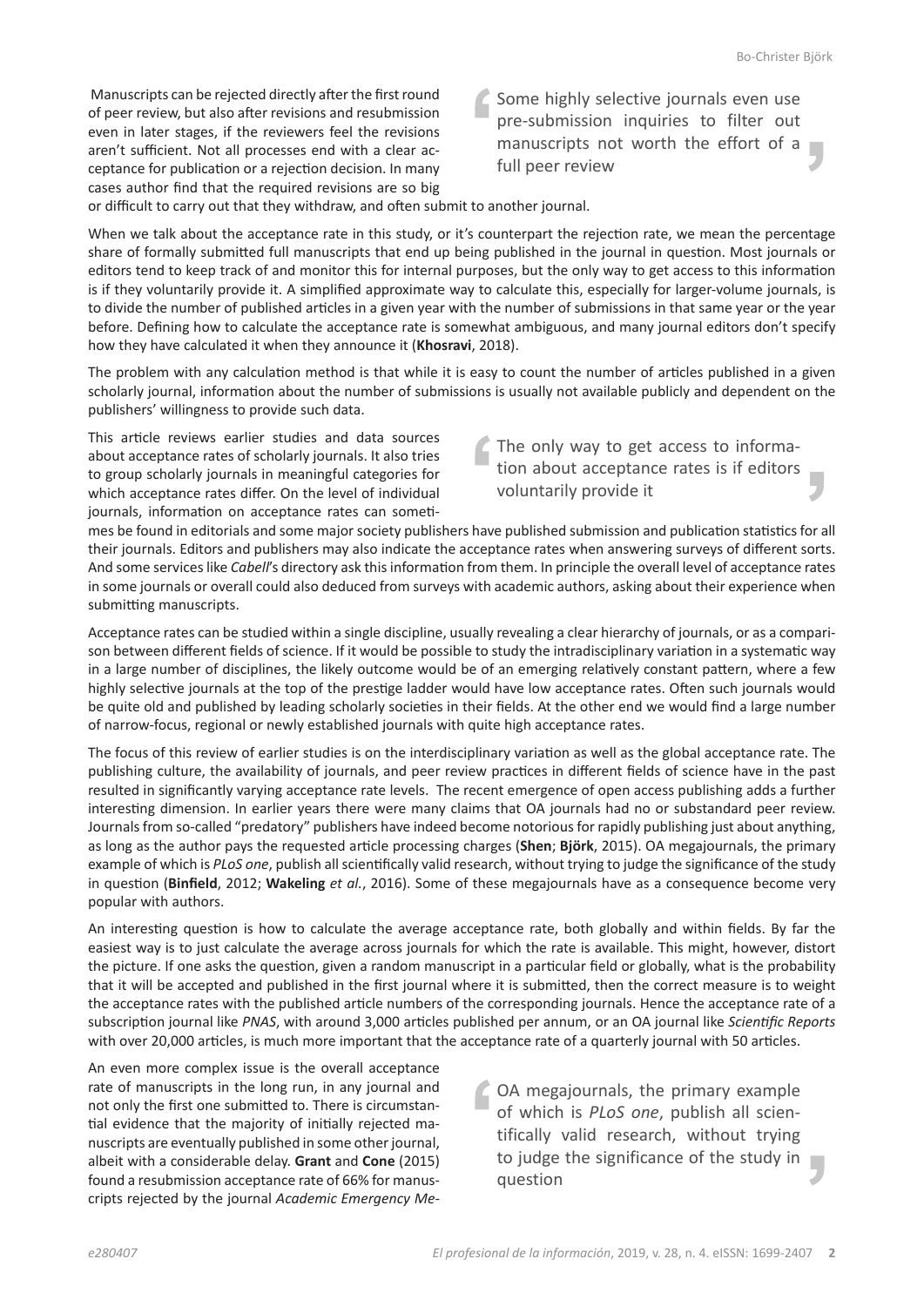Manuscripts can be rejected directly after the first round of peer review, but also after revisions and resubmission even in later stages, if the reviewers feel the revisions aren't sufficient. Not all processes end with a clear acceptance for publication or a rejection decision. In many cases author find that the required revisions are so big or difficult to carry out that they withdraw, and often submit to another journal.

> Some highly selective journals even use pre-submission inquiries to filter out manuscripts not worth the effort of a full peer review

When we talk about the acceptance rate in this study, or it's counterpart the rejection rate, we mean the percentage share of formally submitted full manuscripts that end up being published in the journal in question. Most journals or editors tend to keep track of and monitor this for internal purposes, but the only way to get access to this information is if they voluntarily provide it. A simplified approximate way to calculate this, especially for larger-volume journals, is to divide the number of published articles in a given year with the number of submissions in that same year or the year before. Defining how to calculate the acceptance rate is somewhat ambiguous, and many journal editors don't specify how they have calculated it when they announce it (**Khosravi**, 2018).

The problem with any calculation method is that while it is easy to count the number of articles published in a given scholarly journal, information about the number of submissions is usually not available publicly and dependent on the publishers' willingness to provide such data.

This article reviews earlier studies and data sources about acceptance rates of scholarly journals. It also tries to group scholarly journals in meaningful categories for which acceptance rates differ. On the level of individual journals, information on acceptance rates can sometimes be found in editorials and some major society publishers have published submission and publication statistics for all their journals. Editors and publishers may also indicate the acceptance rates when answering surveys of different sorts. And some services like *Cabell*'s directory ask this information from them. In principle the overall level of acceptance rates in some journals or overall could also deduced from surveys with academic authors, asking about their experience when submitting manuscripts.

> The only way to get access to information about acceptance rates is if editors voluntarily provide it

Acceptance rates can be studied within a single discipline, usually revealing a clear hierarchy of journals, or as a comparison between different fields of science. If it would be possible to study the intradisciplinary variation in a systematic way in a large number of disciplines, the likely outcome would be of an emerging relatively constant pattern, where a few highly selective journals at the top of the prestige ladder would have low acceptance rates. Often such journals would be quite old and published by leading scholarly societies in their fields. At the other end we would find a large number of narrow-focus, regional or newly established journals with quite high acceptance rates.

The focus of this review of earlier studies is on the interdisciplinary variation as well as the global acceptance rate. The publishing culture, the availability of journals, and peer review practices in different fields of science have in the past resulted in significantly varying acceptance rate levels. The recent emergence of open access publishing adds a further interesting dimension. In earlier years there were many claims that OA journals had no or substandard peer review. Journals from so-called "predatory" publishers have indeed become notorious for rapidly publishing just about anything, as long as the author pays the requested article processing charges (**Shen**; **Björk**, 2015). OA megajournals, the primary example of which is *PLoS one*, publish all scientifically valid research, without trying to judge the significance of the study in question (**Binfield**, 2012; **Wakeling** *et al.*, 2016). Some of these megajournals have as a consequence become very popular with authors.

An interesting question is how to calculate the average acceptance rate, both globally and within fields. By far the easiest way is to just calculate the average across journals for which the rate is available. This might, however, distort the picture. If one asks the question, given a random manuscript in a particular field or globally, what is the probability that it will be accepted and published in the first journal where it is submitted, then the correct measure is to weight the acceptance rates with the published article numbers of the corresponding journals. Hence the acceptance rate of a subscription journal like *PNAS*, with around 3,000 articles published per annum, or an OA journal like *Scientific Reports* with over 20,000 articles, is much more important that the acceptance rate of a quarterly journal with 50 articles.

An even more complex issue is the overall acceptance rate of manuscripts in the long run, in any journal and not only the first one submitted to. There is circumstantial evidence that the majority of initially rejected manuscripts are eventually published in some other journal, albeit with a considerable delay. **Grant** and **Cone** (2015) found a resubmission acceptance rate of 66% for manuscripts rejected by the journal *Academic Emergency Me-*

> OA megajournals, the primary example of which is *PLoS one*, publish all scientifically valid research, without trying to judge the significance of the study in question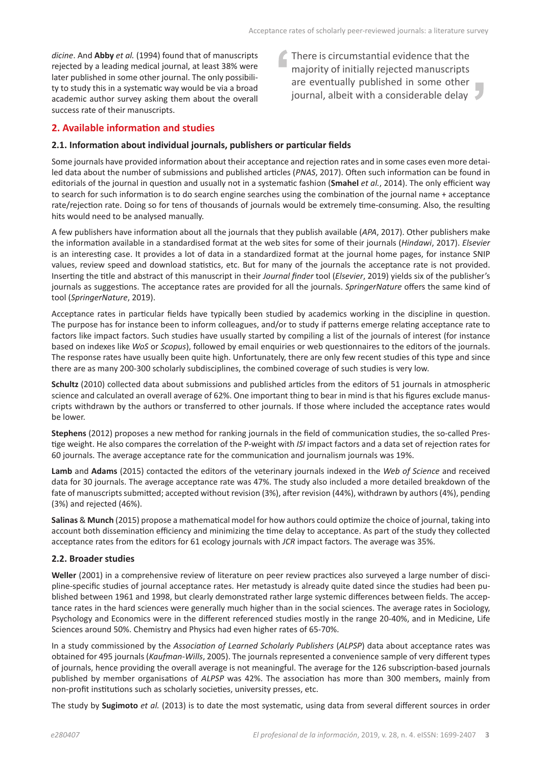*dicine*. And **Abby** *et al.* (1994) found that of manuscripts rejected by a leading medical journal, at least 38% were later published in some other journal. The only possibility to study this in a systematic way would be via a broad academic author survey asking them about the overall success rate of their manuscripts.

> There is circumstantial evidence that the majority of initially rejected manuscripts are eventually published in some other journal, albeit with a considerable delay

## 2. Available information and studies

### 2.1. Information about individual journals, publishers or particular fields

Some journals have provided information about their acceptance and rejection rates and in some cases even more detailed data about the number of submissions and published articles (*PNAS*, 2017). Often such information can be found in editorials of the journal in question and usually not in a systematic fashion (**Smahel** *et al.*, 2014). The only efficient way to search for such information is to do search engine searches using the combination of the journal name + acceptance rate/rejection rate. Doing so for tens of thousands of journals would be extremely time-consuming. Also, the resulting hits would need to be analysed manually.

A few publishers have information about all the journals that they publish available (*APA*, 2017). Other publishers make the information available in a standardised format at the web sites for some of their journals (*Hindawi*, 2017). *Elsevier* is an interesting case. It provides a lot of data in a standardized format at the journal home pages, for instance SNIP values, review speed and download statistics, etc. But for many of the journals the acceptance rate is not provided. Inserting the title and abstract of this manuscript in their *Journal finder* tool (*Elsevier*, 2019) yields six of the publisher's journals as suggestions. The acceptance rates are provided for all the journals. *SpringerNature* offers the same kind of tool (*SpringerNature*, 2019).

Acceptance rates in particular fields have typically been studied by academics working in the discipline in question. The purpose has for instance been to inform colleagues, and/or to study if patterns emerge relating acceptance rate to factors like impact factors. Such studies have usually started by compiling a list of the journals of interest (for instance based on indexes like *WoS* or *Scopus*), followed by email enquiries or web questionnaires to the editors of the journals. The response rates have usually been quite high. Unfortunately, there are only few recent studies of this type and since there are as many 200-300 scholarly subdisciplines, the combined coverage of such studies is very low.

**Schultz** (2010) collected data about submissions and published articles from the editors of 51 journals in atmospheric science and calculated an overall average of 62%. One important thing to bear in mind is that his figures exclude manuscripts withdrawn by the authors or transferred to other journals. If those where included the acceptance rates would be lower.

**Stephens** (2012) proposes a new method for ranking journals in the field of communication studies, the so-called Prestige weight. He also compares the correlation of the P-weight with *ISI* impact factors and a data set of rejection rates for 60 journals. The average acceptance rate for the communication and journalism journals was 19%.

**Lamb** and **Adams** (2015) contacted the editors of the veterinary journals indexed in the *Web of Science* and received data for 30 journals. The average acceptance rate was 47%. The study also included a more detailed breakdown of the fate of manuscripts submitted; accepted without revision (3%), after revision (44%), withdrawn by authors (4%), pending (3%) and rejected (46%).

**Salinas** & **Munch** (2015) propose a mathematical model for how authors could optimize the choice of journal, taking into account both dissemination efficiency and minimizing the time delay to acceptance. As part of the study they collected acceptance rates from the editors for 61 ecology journals with *JCR* impact factors. The average was 35%.

### 2.2. Broader studies

**Weller** (2001) in a comprehensive review of literature on peer review practices also surveyed a large number of discipline-specific studies of journal acceptance rates. Her metastudy is already quite dated since the studies had been published between 1961 and 1998, but clearly demonstrated rather large systemic differences between fields. The acceptance rates in the hard sciences were generally much higher than in the social sciences. The average rates in Sociology, Psychology and Economics were in the different referenced studies mostly in the range 20-40%, and in Medicine, Life Sciences around 50%. Chemistry and Physics had even higher rates of 65-70%.

In a study commissioned by the *Association of Learned Scholarly Publishers* (*ALPSP*) data about acceptance rates was obtained for 495 journals (*Kaufman-Wills*, 2005). The journals represented a convenience sample of very different types of journals, hence providing the overall average is not meaningful. The average for the 126 subscription-based journals published by member organisations of *ALPSP* was 42%. The association has more than 300 members, mainly from non-profit institutions such as scholarly societies, university presses, etc.

The study by **Sugimoto** *et al.* (2013) is to date the most systematic, using data from several different sources in order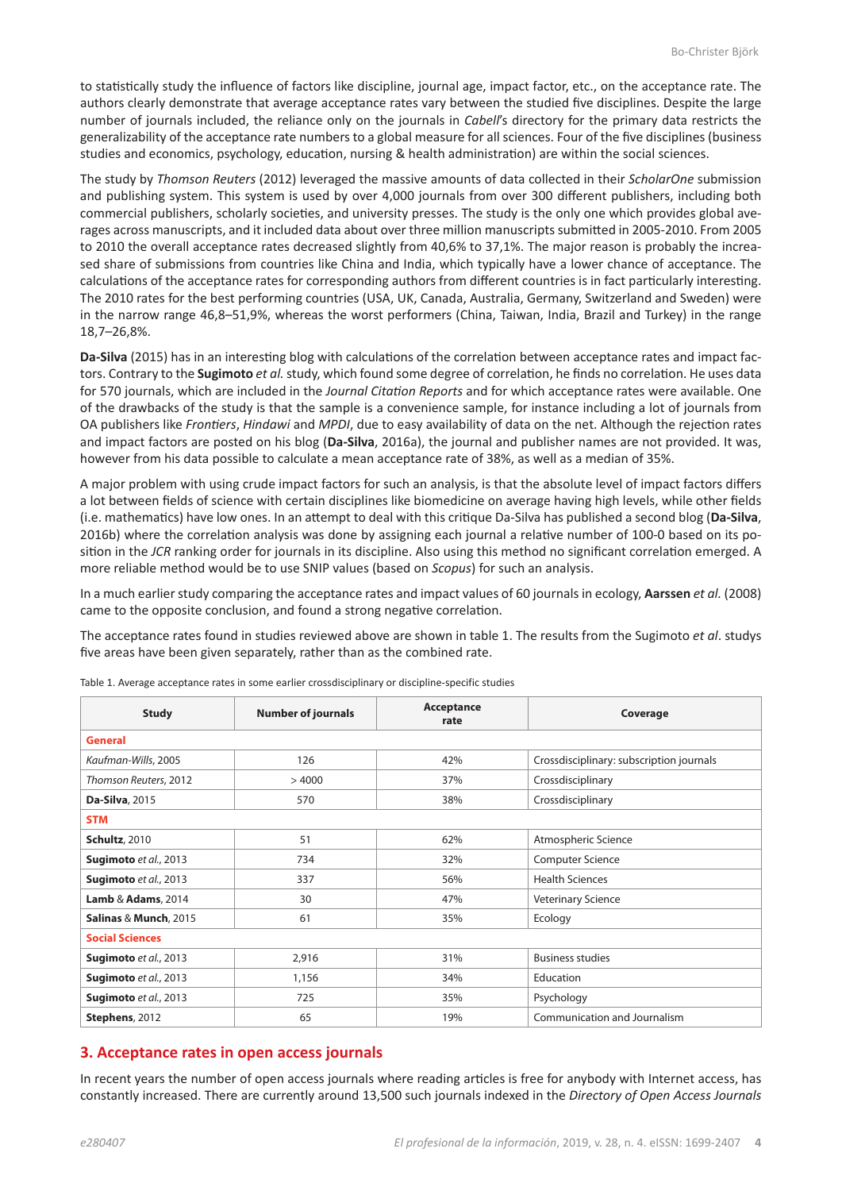to statistically study the influence of factors like discipline, journal age, impact factor, etc., on the acceptance rate. The authors clearly demonstrate that average acceptance rates vary between the studied five disciplines. Despite the large number of journals included, the reliance only on the journals in *Cabell*'s directory for the primary data restricts the generalizability of the acceptance rate numbers to a global measure for all sciences. Four of the five disciplines (business studies and economics, psychology, education, nursing & health administration) are within the social sciences.

The study by *Thomson Reuters* (2012) leveraged the massive amounts of data collected in their *ScholarOne* submission and publishing system. This system is used by over 4,000 journals from over 300 different publishers, including both commercial publishers, scholarly societies, and university presses. The study is the only one which provides global averages across manuscripts, and it included data about over three million manuscripts submitted in 2005-2010. From 2005 to 2010 the overall acceptance rates decreased slightly from 40,6% to 37,1%. The major reason is probably the increased share of submissions from countries like China and India, which typically have a lower chance of acceptance. The calculations of the acceptance rates for corresponding authors from different countries is in fact particularly interesting. The 2010 rates for the best performing countries (USA, UK, Canada, Australia, Germany, Switzerland and Sweden) were in the narrow range 46,8–51,9%, whereas the worst performers (China, Taiwan, India, Brazil and Turkey) in the range 18,7–26,8%.

**Da-Silva** (2015) has in an interesting blog with calculations of the correlation between acceptance rates and impact factors. Contrary to the **Sugimoto** *et al.* study, which found some degree of correlation, he finds no correlation. He uses data for 570 journals, which are included in the *Journal Citation Reports* and for which acceptance rates were available. One of the drawbacks of the study is that the sample is a convenience sample, for instance including a lot of journals from OA publishers like *Frontiers*, *Hindawi* and *MPDI*, due to easy availability of data on the net. Although the rejection rates and impact factors are posted on his blog (**Da-Silva**, 2016a), the journal and publisher names are not provided. It was, however from his data possible to calculate a mean acceptance rate of 38%, as well as a median of 35%.

A major problem with using crude impact factors for such an analysis, is that the absolute level of impact factors differs a lot between fields of science with certain disciplines like biomedicine on average having high levels, while other fields (i.e. mathematics) have low ones. In an attempt to deal with this critique Da-Silva has published a second blog (**Da-Silva**, 2016b) where the correlation analysis was done by assigning each journal a relative number of 100-0 based on its position in the *JCR* ranking order for journals in its discipline. Also using this method no significant correlation emerged. A more reliable method would be to use SNIP values (based on *Scopus*) for such an analysis.

In a much earlier study comparing the acceptance rates and impact values of 60 journals in ecology, **Aarssen** *et al.* (2008) came to the opposite conclusion, and found a strong negative correlation.

The acceptance rates found in studies reviewed above are shown in table 1. The results from the Sugimoto *et al*. studys five areas have been given separately, rather than as the combined rate.

Table 1. Average acceptance rates in some earlier crossdisciplinary or discipline-specific studies

| Study | Number of journals | Acceptance rate | Coverage |
|---|---|---|---|
| **General** | | | |
| *Kaufman-Wills*, 2005 | 126 | 42% | Crossdisciplinary: subscription journals |
| *Thomson Reuters*, 2012 | > 4000 | 37% | Crossdisciplinary |
| **Da-Silva**, 2015 | 570 | 38% | Crossdisciplinary |
| **STM** | | | |
| **Schultz**, 2010 | 51 | 62% | Atmospheric Science |
| **Sugimoto** *et al.*, 2013 | 734 | 32% | Computer Science |
| **Sugimoto** *et al.*, 2013 | 337 | 56% | Health Sciences |
| **Lamb** & **Adams**, 2014 | 30 | 47% | Veterinary Science |
| **Salinas** & **Munch**, 2015 | 61 | 35% | Ecology |
| **Social Sciences** | | | |
| **Sugimoto** *et al.*, 2013 | 2,916 | 31% | Business studies |
| **Sugimoto** *et al.*, 2013 | 1,156 | 34% | Education |
| **Sugimoto** *et al.*, 2013 | 725 | 35% | Psychology |
| **Stephens**, 2012 | 65 | 19% | Communication and Journalism |

## 3. Acceptance rates in open access journals

In recent years the number of open access journals where reading articles is free for anybody with Internet access, has constantly increased. There are currently around 13,500 such journals indexed in the *Directory of Open Access Journals*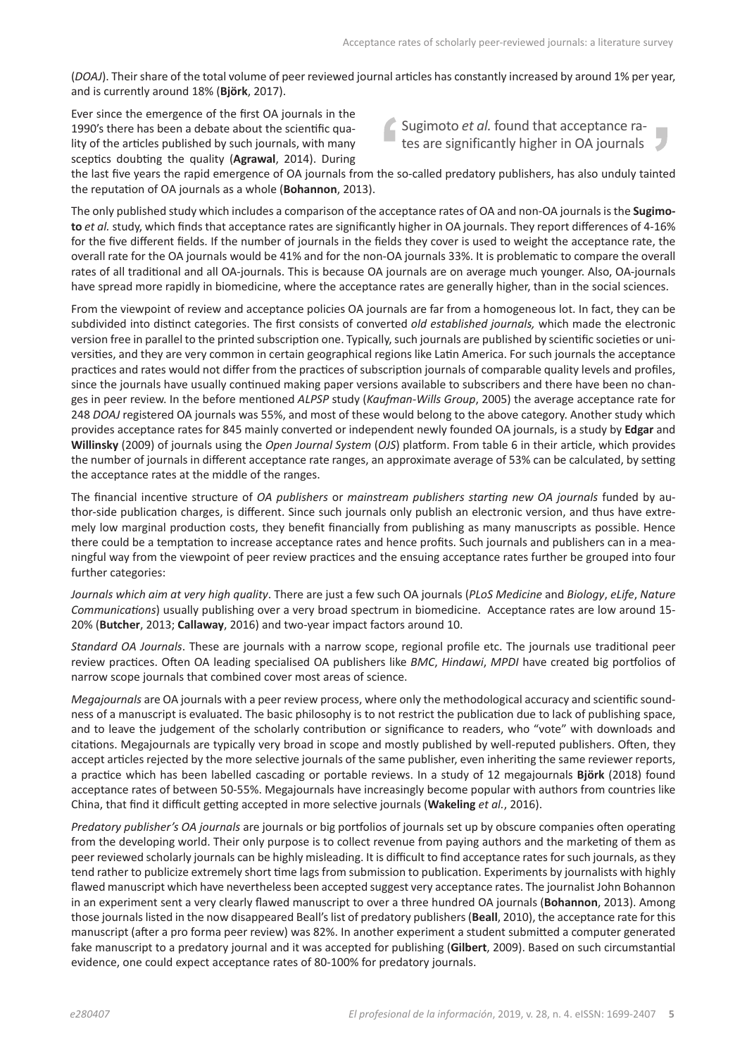(*DOAJ*). Their share of the total volume of peer reviewed journal articles has constantly increased by around 1% per year, and is currently around 18% (**Björk**, 2017).

Ever since the emergence of the first OA journals in the 1990's there has been a debate about the scientific quality of the articles published by such journals, with many sceptics doubting the quality (**Agrawal**, 2014). During the last five years the rapid emergence of OA journals from the so-called predatory publishers, has also unduly tainted the reputation of OA journals as a whole (**Bohannon**, 2013).

> Sugimoto *et al.* found that acceptance rates are significantly higher in OA journals

The only published study which includes a comparison of the acceptance rates of OA and non-OA journals is the **Sugimoto** *et al.* study, which finds that acceptance rates are significantly higher in OA journals. They report differences of 4-16% for the five different fields. If the number of journals in the fields they cover is used to weight the acceptance rate, the overall rate for the OA journals would be 41% and for the non-OA journals 33%. It is problematic to compare the overall rates of all traditional and all OA-journals. This is because OA journals are on average much younger. Also, OA-journals have spread more rapidly in biomedicine, where the acceptance rates are generally higher, than in the social sciences.

From the viewpoint of review and acceptance policies OA journals are far from a homogeneous lot. In fact, they can be subdivided into distinct categories. The first consists of converted *old established journals,* which made the electronic version free in parallel to the printed subscription one. Typically, such journals are published by scientific societies or universities, and they are very common in certain geographical regions like Latin America. For such journals the acceptance practices and rates would not differ from the practices of subscription journals of comparable quality levels and profiles, since the journals have usually continued making paper versions available to subscribers and there have been no changes in peer review. In the before mentioned *ALPSP* study (*Kaufman-Wills Group*, 2005) the average acceptance rate for 248 *DOAJ* registered OA journals was 55%, and most of these would belong to the above category. Another study which provides acceptance rates for 845 mainly converted or independent newly founded OA journals, is a study by **Edgar** and **Willinsky** (2009) of journals using the *Open Journal System* (*OJS*) platform. From table 6 in their article, which provides the number of journals in different acceptance rate ranges, an approximate average of 53% can be calculated, by setting the acceptance rates at the middle of the ranges.

The financial incentive structure of *OA publishers* or *mainstream publishers starting new OA journals* funded by author-side publication charges, is different. Since such journals only publish an electronic version, and thus have extremely low marginal production costs, they benefit financially from publishing as many manuscripts as possible. Hence there could be a temptation to increase acceptance rates and hence profits. Such journals and publishers can in a meaningful way from the viewpoint of peer review practices and the ensuing acceptance rates further be grouped into four further categories:

*Journals which aim at very high quality*. There are just a few such OA journals (*PLoS Medicine* and *Biology*, *eLife*, *Nature Communications*) usually publishing over a very broad spectrum in biomedicine. Acceptance rates are low around 15-20% (**Butcher**, 2013; **Callaway**, 2016) and two-year impact factors around 10.

*Standard OA Journals*. These are journals with a narrow scope, regional profile etc. The journals use traditional peer review practices. Often OA leading specialised OA publishers like *BMC*, *Hindawi*, *MPDI* have created big portfolios of narrow scope journals that combined cover most areas of science.

*Megajournals* are OA journals with a peer review process, where only the methodological accuracy and scientific soundness of a manuscript is evaluated. The basic philosophy is to not restrict the publication due to lack of publishing space, and to leave the judgement of the scholarly contribution or significance to readers, who "vote" with downloads and citations. Megajournals are typically very broad in scope and mostly published by well-reputed publishers. Often, they accept articles rejected by the more selective journals of the same publisher, even inheriting the same reviewer reports, a practice which has been labelled cascading or portable reviews. In a study of 12 megajournals **Björk** (2018) found acceptance rates of between 50-55%. Megajournals have increasingly become popular with authors from countries like China, that find it difficult getting accepted in more selective journals (**Wakeling** *et al.*, 2016).

*Predatory publisher's OA journals* are journals or big portfolios of journals set up by obscure companies often operating from the developing world. Their only purpose is to collect revenue from paying authors and the marketing of them as peer reviewed scholarly journals can be highly misleading. It is difficult to find acceptance rates for such journals, as they tend rather to publicize extremely short time lags from submission to publication. Experiments by journalists with highly flawed manuscript which have nevertheless been accepted suggest very acceptance rates. The journalist John Bohannon in an experiment sent a very clearly flawed manuscript to over a three hundred OA journals (**Bohannon**, 2013). Among those journals listed in the now disappeared Beall's list of predatory publishers (**Beall**, 2010), the acceptance rate for this manuscript (after a pro forma peer review) was 82%. In another experiment a student submitted a computer generated fake manuscript to a predatory journal and it was accepted for publishing (**Gilbert**, 2009). Based on such circumstantial evidence, one could expect acceptance rates of 80-100% for predatory journals.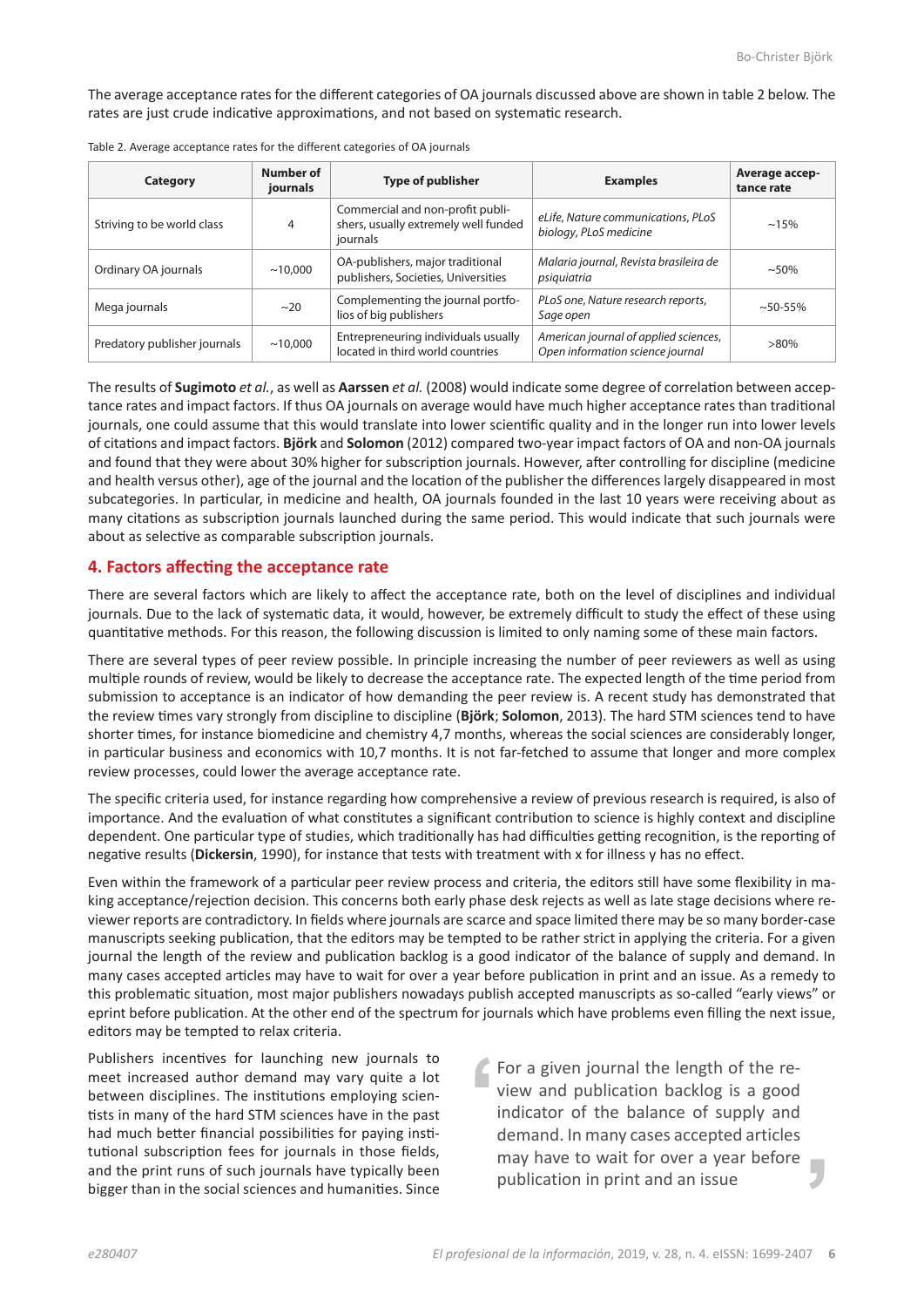The average acceptance rates for the different categories of OA journals discussed above are shown in table 2 below. The rates are just crude indicative approximations, and not based on systematic research.

Table 2. Average acceptance rates for the different categories of OA journals

| Category | Number of journals | Type of publisher | Examples | Average acceptance rate |
|---|---|---|---|---|
| Striving to be world class | 4 | Commercial and non-profit publishers, usually extremely well funded journals | *eLife, Nature communications, PLoS biology, PLoS medicine* | ~15% |
| Ordinary OA journals | ~10,000 | OA-publishers, major traditional publishers, Societies, Universities | *Malaria journal, Revista brasileira de psiquiatria* | ~50% |
| Mega journals | ~20 | Complementing the journal portfolios of big publishers | *PLoS one, Nature research reports, Sage open* | ~50-55% |
| Predatory publisher journals | ~10,000 | Entrepreneuring individuals usually located in third world countries | *American journal of applied sciences, Open information science journal* | >80% |

The results of **Sugimoto** *et al.*, as well as **Aarssen** *et al.* (2008) would indicate some degree of correlation between acceptance rates and impact factors. If thus OA journals on average would have much higher acceptance rates than traditional journals, one could assume that this would translate into lower scientific quality and in the longer run into lower levels of citations and impact factors. **Björk** and **Solomon** (2012) compared two-year impact factors of OA and non-OA journals and found that they were about 30% higher for subscription journals. However, after controlling for discipline (medicine and health versus other), age of the journal and the location of the publisher the differences largely disappeared in most subcategories. In particular, in medicine and health, OA journals founded in the last 10 years were receiving about as many citations as subscription journals launched during the same period. This would indicate that such journals were about as selective as comparable subscription journals.

## 4. Factors affecting the acceptance rate

There are several factors which are likely to affect the acceptance rate, both on the level of disciplines and individual journals. Due to the lack of systematic data, it would, however, be extremely difficult to study the effect of these using quantitative methods. For this reason, the following discussion is limited to only naming some of these main factors.

There are several types of peer review possible. In principle increasing the number of peer reviewers as well as using multiple rounds of review, would be likely to decrease the acceptance rate. The expected length of the time period from submission to acceptance is an indicator of how demanding the peer review is. A recent study has demonstrated that the review times vary strongly from discipline to discipline (**Björk**; **Solomon**, 2013). The hard STM sciences tend to have shorter times, for instance biomedicine and chemistry 4,7 months, whereas the social sciences are considerably longer, in particular business and economics with 10,7 months. It is not far-fetched to assume that longer and more complex review processes, could lower the average acceptance rate.

The specific criteria used, for instance regarding how comprehensive a review of previous research is required, is also of importance. And the evaluation of what constitutes a significant contribution to science is highly context and discipline dependent. One particular type of studies, which traditionally has had difficulties getting recognition, is the reporting of negative results (**Dickersin**, 1990), for instance that tests with treatment with x for illness y has no effect.

Even within the framework of a particular peer review process and criteria, the editors still have some flexibility in making acceptance/rejection decision. This concerns both early phase desk rejects as well as late stage decisions where reviewer reports are contradictory. In fields where journals are scarce and space limited there may be so many border-case manuscripts seeking publication, that the editors may be tempted to be rather strict in applying the criteria. For a given journal the length of the review and publication backlog is a good indicator of the balance of supply and demand. In many cases accepted articles may have to wait for over a year before publication in print and an issue. As a remedy to this problematic situation, most major publishers nowadays publish accepted manuscripts as so-called "early views" or eprint before publication. At the other end of the spectrum for journals which have problems even filling the next issue, editors may be tempted to relax criteria.

> For a given journal the length of the review and publication backlog is a good indicator of the balance of supply and demand. In many cases accepted articles may have to wait for over a year before publication in print and an issue

Publishers incentives for launching new journals to meet increased author demand may vary quite a lot between disciplines. The institutions employing scientists in many of the hard STM sciences have in the past had much better financial possibilities for paying institutional subscription fees for journals in those fields, and the print runs of such journals have typically been bigger than in the social sciences and humanities. Since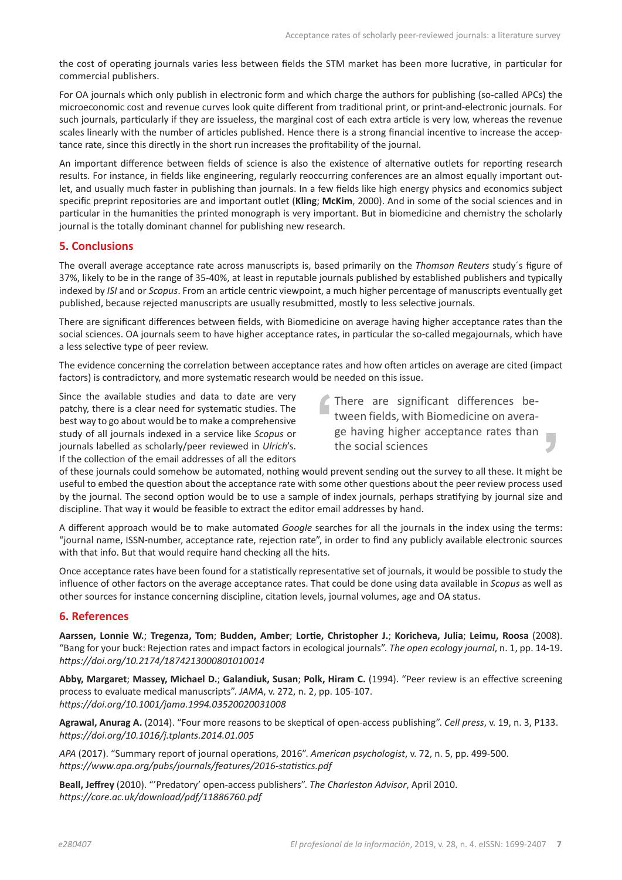the cost of operating journals varies less between fields the STM market has been more lucrative, in particular for commercial publishers.

For OA journals which only publish in electronic form and which charge the authors for publishing (so-called APCs) the microeconomic cost and revenue curves look quite different from traditional print, or print-and-electronic journals. For such journals, particularly if they are issueless, the marginal cost of each extra article is very low, whereas the revenue scales linearly with the number of articles published. Hence there is a strong financial incentive to increase the acceptance rate, since this directly in the short run increases the profitability of the journal.

An important difference between fields of science is also the existence of alternative outlets for reporting research results. For instance, in fields like engineering, regularly reoccurring conferences are an almost equally important outlet, and usually much faster in publishing than journals. In a few fields like high energy physics and economics subject specific preprint repositories are and important outlet (**Kling**; **McKim**, 2000). And in some of the social sciences and in particular in the humanities the printed monograph is very important. But in biomedicine and chemistry the scholarly journal is the totally dominant channel for publishing new research.

## 5. Conclusions

The overall average acceptance rate across manuscripts is, based primarily on the *Thomson Reuters* study´s figure of 37%, likely to be in the range of 35-40%, at least in reputable journals published by established publishers and typically indexed by *ISI* and or *Scopus*. From an article centric viewpoint, a much higher percentage of manuscripts eventually get published, because rejected manuscripts are usually resubmitted, mostly to less selective journals.

There are significant differences between fields, with Biomedicine on average having higher acceptance rates than the social sciences. OA journals seem to have higher acceptance rates, in particular the so-called megajournals, which have a less selective type of peer review.

The evidence concerning the correlation between acceptance rates and how often articles on average are cited (impact factors) is contradictory, and more systematic research would be needed on this issue.

Since the available studies and data to date are very patchy, there is a clear need for systematic studies. The best way to go about would be to make a comprehensive study of all journals indexed in a service like *Scopus* or journals labelled as scholarly/peer reviewed in *Ulrich*'s. If the collection of the email addresses of all the editors of these journals could somehow be automated, nothing would prevent sending out the survey to all these. It might be useful to embed the question about the acceptance rate with some other questions about the peer review process used by the journal. The second option would be to use a sample of index journals, perhaps stratifying by journal size and discipline. That way it would be feasible to extract the editor email addresses by hand.

> There are significant differences between fields, with Biomedicine on average having higher acceptance rates than the social sciences

A different approach would be to make automated *Google* searches for all the journals in the index using the terms: "journal name, ISSN-number, acceptance rate, rejection rate", in order to find any publicly available electronic sources with that info. But that would require hand checking all the hits.

Once acceptance rates have been found for a statistically representative set of journals, it would be possible to study the influence of other factors on the average acceptance rates. That could be done using data available in *Scopus* as well as other sources for instance concerning discipline, citation levels, journal volumes, age and OA status.

## 6. References

**Aarssen, Lonnie W.**; **Tregenza, Tom**; **Budden, Amber**; **Lortie, Christopher J.**; **Koricheva, Julia**; **Leimu, Roosa** (2008). "Bang for your buck: Rejection rates and impact factors in ecological journals". *The open ecology journal*, n. 1, pp. 14-19.
*https://doi.org/10.2174/1874213000801010014*

**Abby, Margaret**; **Massey, Michael D.**; **Galandiuk, Susan**; **Polk, Hiram C.** (1994). "Peer review is an effective screening process to evaluate medical manuscripts". *JAMA*, v. 272, n. 2, pp. 105-107.
*https://doi.org/10.1001/jama.1994.03520020031008*

**Agrawal, Anurag A.** (2014). "Four more reasons to be skeptical of open-access publishing". *Cell press*, v. 19, n. 3, P133.
*https://doi.org/10.1016/j.tplants.2014.01.005*

*APA* (2017). "Summary report of journal operations, 2016". *American psychologist*, v. 72, n. 5, pp. 499-500.
*https://www.apa.org/pubs/journals/features/2016-statistics.pdf*

**Beall, Jeffrey** (2010). "'Predatory' open-access publishers". *The Charleston Advisor*, April 2010.
*https://core.ac.uk/download/pdf/11886760.pdf*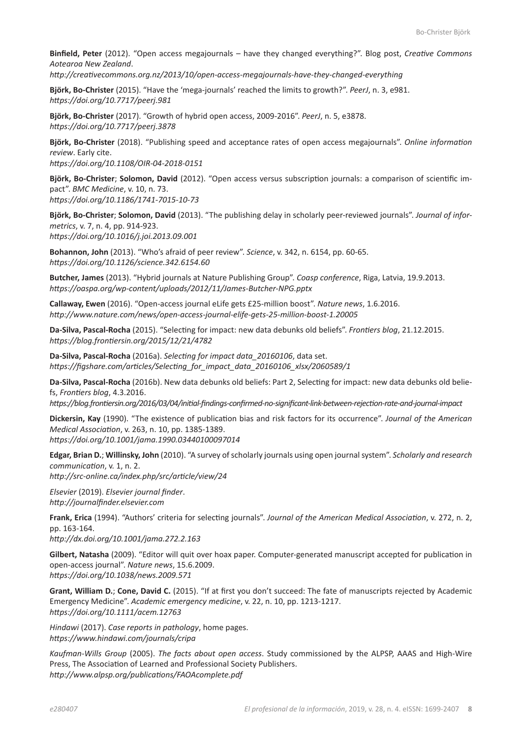**Binfield, Peter** (2012). "Open access megajournals – have they changed everything?". Blog post, *Creative Commons Aotearoa New Zealand*.
*http://creativecommons.org.nz/2013/10/open-access-megajournals-have-they-changed-everything*

**Björk, Bo-Christer** (2015). "Have the 'mega-journals' reached the limits to growth?". *PeerJ*, n. 3, e981.
*https://doi.org/10.7717/peerj.981*

**Björk, Bo-Christer** (2017). "Growth of hybrid open access, 2009-2016". *PeerJ*, n. 5, e3878.
*https://doi.org/10.7717/peerj.3878*

**Björk, Bo-Christer** (2018). "Publishing speed and acceptance rates of open access megajournals". *Online information review*. Early cite.
*https://doi.org/10.1108/OIR-04-2018-0151*

**Björk, Bo-Christer**; **Solomon, David** (2012). "Open access versus subscription journals: a comparison of scientific impact". *BMC Medicine*, v. 10, n. 73.
*https://doi.org/10.1186/1741-7015-10-73*

**Björk, Bo-Christer**; **Solomon, David** (2013). "The publishing delay in scholarly peer-reviewed journals". *Journal of informetrics*, v. 7, n. 4, pp. 914-923.
*https://doi.org/10.1016/j.joi.2013.09.001*

**Bohannon, John** (2013). "Who's afraid of peer review". *Science*, v. 342, n. 6154, pp. 60-65.
*https://doi.org/10.1126/science.342.6154.60*

**Butcher, James** (2013). "Hybrid journals at Nature Publishing Group". *Coasp conference*, Riga, Latvia, 19.9.2013.
*https://oaspa.org/wp-content/uploads/2012/11/James-Butcher-NPG.pptx*

**Callaway, Ewen** (2016). "Open-access journal eLife gets £25-million boost". *Nature news*, 1.6.2016.
*http://www.nature.com/news/open-access-journal-elife-gets-25-million-boost-1.20005*

**Da-Silva, Pascal-Rocha** (2015). "Selecting for impact: new data debunks old beliefs". *Frontiers blog*, 21.12.2015.
*https://blog.frontiersin.org/2015/12/21/4782*

**Da-Silva, Pascal-Rocha** (2016a). *Selecting for impact data_20160106*, data set.
*https://figshare.com/articles/Selecting_for_impact_data_20160106_xlsx/2060589/1*

**Da-Silva, Pascal-Rocha** (2016b). New data debunks old beliefs: Part 2, Selecting for impact: new data debunks old beliefs, *Frontiers blog*, 4.3.2016.
*https://blog.frontiersin.org/2016/03/04/initial-findings-confirmed-no-significant-link-between-rejection-rate-and-journal-impact*

**Dickersin, Kay** (1990). "The existence of publication bias and risk factors for its occurrence". *Journal of the American Medical Association*, v. 263, n. 10, pp. 1385-1389.
*https://doi.org/10.1001/jama.1990.03440100097014*

**Edgar, Brian D.**; **Willinsky, John** (2010). "A survey of scholarly journals using open journal system". *Scholarly and research communication*, v. 1, n. 2.
*http://src-online.ca/index.php/src/article/view/24*

*Elsevier* (2019). *Elsevier journal finder*.
*http://journalfinder.elsevier.com*

**Frank, Erica** (1994). "Authors' criteria for selecting journals". *Journal of the American Medical Association*, v. 272, n. 2, pp. 163-164.
*http://dx.doi.org/10.1001/jama.272.2.163*

**Gilbert, Natasha** (2009). "Editor will quit over hoax paper. Computer-generated manuscript accepted for publication in open-access journal". *Nature news*, 15.6.2009.
*https://doi.org/10.1038/news.2009.571*

**Grant, William D.**; **Cone, David C.** (2015). "If at first you don't succeed: The fate of manuscripts rejected by Academic Emergency Medicine". *Academic emergency medicine*, v. 22, n. 10, pp. 1213-1217.
*https://doi.org/10.1111/acem.12763*

*Hindawi* (2017). *Case reports in pathology*, home pages.
*https://www.hindawi.com/journals/cripa*

*Kaufman-Wills Group* (2005). *The facts about open access*. Study commissioned by the ALPSP, AAAS and High-Wire Press, The Association of Learned and Professional Society Publishers.
*http://www.alpsp.org/publications/FAOAcomplete.pdf*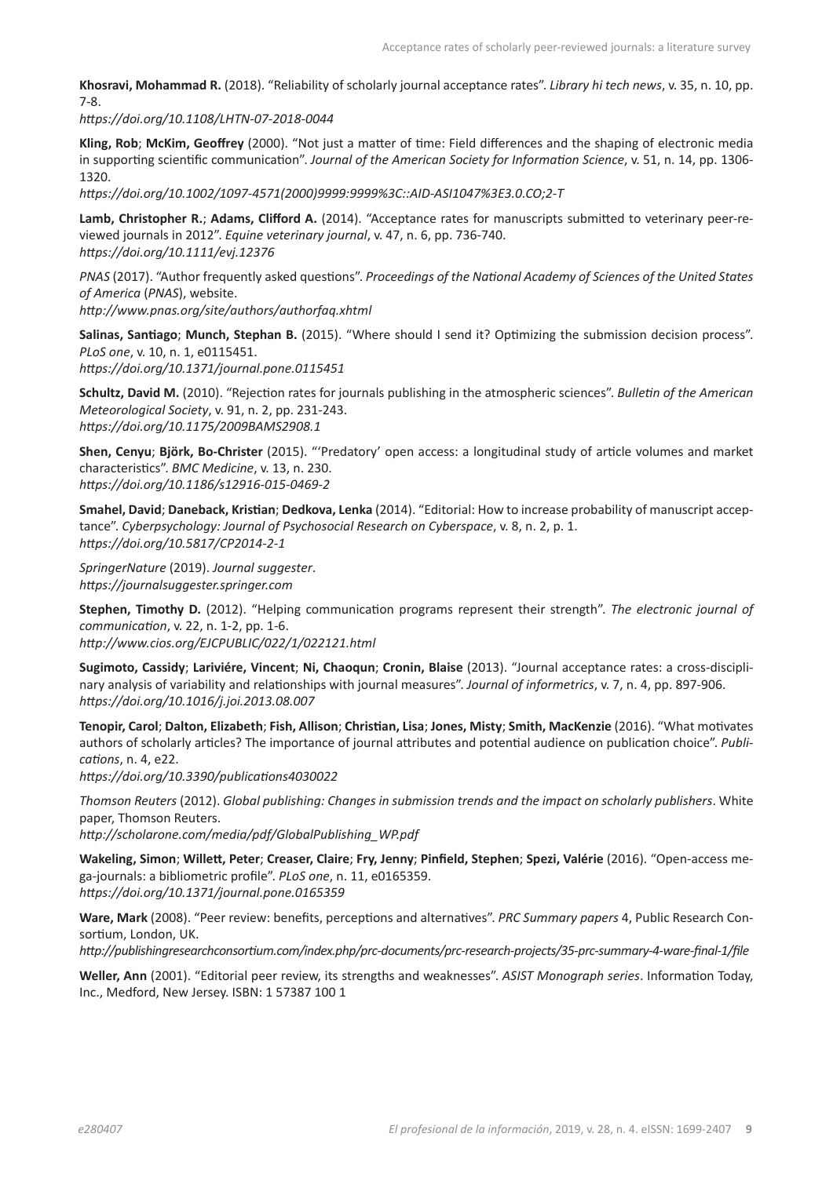**Khosravi, Mohammad R.** (2018). "Reliability of scholarly journal acceptance rates". *Library hi tech news*, v. 35, n. 10, pp. 7-8.
*https://doi.org/10.1108/LHTN-07-2018-0044*

**Kling, Rob**; **McKim, Geoffrey** (2000). "Not just a matter of time: Field differences and the shaping of electronic media in supporting scientific communication". *Journal of the American Society for Information Science*, v. 51, n. 14, pp. 1306-1320.
*https://doi.org/10.1002/1097-4571(2000)9999:9999%3C::AID-ASI1047%3E3.0.CO;2-T*

**Lamb, Christopher R.**; **Adams, Clifford A.** (2014). "Acceptance rates for manuscripts submitted to veterinary peer-reviewed journals in 2012". *Equine veterinary journal*, v. 47, n. 6, pp. 736-740.
*https://doi.org/10.1111/evj.12376*

*PNAS* (2017). "Author frequently asked questions". *Proceedings of the National Academy of Sciences of the United States of America* (*PNAS*), website.
*http://www.pnas.org/site/authors/authorfaq.xhtml*

**Salinas, Santiago**; **Munch, Stephan B.** (2015). "Where should I send it? Optimizing the submission decision process". *PLoS one*, v. 10, n. 1, e0115451.
*https://doi.org/10.1371/journal.pone.0115451*

**Schultz, David M.** (2010). "Rejection rates for journals publishing in the atmospheric sciences". *Bulletin of the American Meteorological Society*, v. 91, n. 2, pp. 231-243.
*https://doi.org/10.1175/2009BAMS2908.1*

**Shen, Cenyu**; **Björk, Bo-Christer** (2015). "'Predatory' open access: a longitudinal study of article volumes and market characteristics". *BMC Medicine*, v. 13, n. 230.
*https://doi.org/10.1186/s12916-015-0469-2*

**Smahel, David**; **Daneback, Kristian**; **Dedkova, Lenka** (2014). "Editorial: How to increase probability of manuscript acceptance". *Cyberpsychology: Journal of Psychosocial Research on Cyberspace*, v. 8, n. 2, p. 1.
*https://doi.org/10.5817/CP2014-2-1*

*SpringerNature* (2019). *Journal suggester*.
*https://journalsuggester.springer.com*

**Stephen, Timothy D.** (2012). "Helping communication programs represent their strength". *The electronic journal of communication*, v. 22, n. 1-2, pp. 1-6.
*http://www.cios.org/EJCPUBLIC/022/1/022121.html*

**Sugimoto, Cassidy**; **Lariviére, Vincent**; **Ni, Chaoqun**; **Cronin, Blaise** (2013). "Journal acceptance rates: a cross-disciplinary analysis of variability and relationships with journal measures". *Journal of informetrics*, v. 7, n. 4, pp. 897-906.
*https://doi.org/10.1016/j.joi.2013.08.007*

**Tenopir, Carol**; **Dalton, Elizabeth**; **Fish, Allison**; **Christian, Lisa**; **Jones, Misty**; **Smith, MacKenzie** (2016). "What motivates authors of scholarly articles? The importance of journal attributes and potential audience on publication choice". *Publications*, n. 4, e22.
*https://doi.org/10.3390/publications4030022*

*Thomson Reuters* (2012). *Global publishing: Changes in submission trends and the impact on scholarly publishers*. White paper, Thomson Reuters.
*http://scholarone.com/media/pdf/GlobalPublishing_WP.pdf*

**Wakeling, Simon**; **Willett, Peter**; **Creaser, Claire**; **Fry, Jenny**; **Pinfield, Stephen**; **Spezi, Valérie** (2016). "Open-access mega-journals: a bibliometric profile". *PLoS one*, n. 11, e0165359.
*https://doi.org/10.1371/journal.pone.0165359*

**Ware, Mark** (2008). "Peer review: benefits, perceptions and alternatives". *PRC Summary papers* 4, Public Research Consortium, London, UK.
*http://publishingresearchconsortium.com/index.php/prc-documents/prc-research-projects/35-prc-summary-4-ware-final-1/file*

**Weller, Ann** (2001). "Editorial peer review, its strengths and weaknesses". *ASIST Monograph series*. Information Today, Inc., Medford, New Jersey. ISBN: 1 57387 100 1